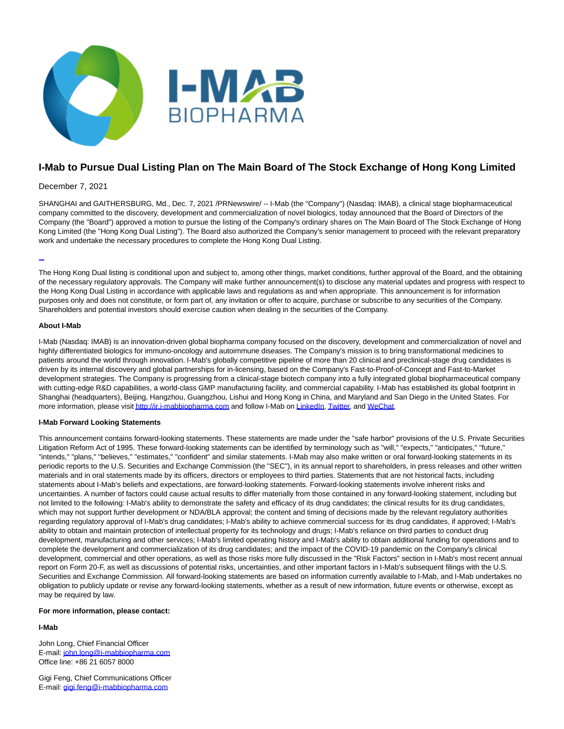# I-Mab to Pursue Dual Listing Plan on The Main Board of The Stock Exchange of Hong Kong Limited

December 7, 2021

SHANGHAI and GAITHERSBURG, Md., Dec. 7, 2021 /PRNewswire/ -- I-Mab (the "Company") (Nasdaq: IMAB), a clinical stage biopharmaceutical company committed to the discovery, development and commercialization of novel biologics, today announced that the Board of Directors of the Company (the "Board") approved a motion to pursue the listing of the Company's ordinary shares on The Main Board of The Stock Exchange of Hong Kong Limited (the "Hong Kong Dual Listing"). The Board also authorized the Company's senior management to proceed with the relevant preparatory work and undertake the necessary procedures to complete the Hong Kong Dual Listing.

The Hong Kong Dual listing is conditional upon and subject to, among other things, market conditions, further approval of the Board, and the obtaining of the necessary regulatory approvals. The Company will make further announcement(s) to disclose any material updates and progress with respect to the Hong Kong Dual Listing in accordance with applicable laws and regulations as and when appropriate. This announcement is for information purposes only and does not constitute, or form part of, any invitation or offer to acquire, purchase or subscribe to any securities of the Company. Shareholders and potential investors should exercise caution when dealing in the securities of the Company.

**About I-Mab**

I-Mab (Nasdaq: IMAB) is an innovation-driven global biopharma company focused on the discovery, development and commercialization of novel and highly differentiated biologics for immuno-oncology and autoimmune diseases. The Company's mission is to bring transformational medicines to patients around the world through innovation. I-Mab's globally competitive pipeline of more than 20 clinical and preclinical-stage drug candidates is driven by its internal discovery and global partnerships for in-licensing, based on the Company's Fast-to-Proof-of-Concept and Fast-to-Market development strategies. The Company is progressing from a clinical-stage biotech company into a fully integrated global biopharmaceutical company with cutting-edge R&D capabilities, a world-class GMP manufacturing facility, and commercial capability. I-Mab has established its global footprint in Shanghai (headquarters), Beijing, Hangzhou, Guangzhou, Lishui and Hong Kong in China, and Maryland and San Diego in the United States. For more information, please visit http://ir.i-mabbiopharma.com and follow I-Mab on LinkedIn, Twitter, and WeChat.

**I-Mab Forward Looking Statements**

This announcement contains forward-looking statements. These statements are made under the "safe harbor" provisions of the U.S. Private Securities Litigation Reform Act of 1995. These forward-looking statements can be identified by terminology such as "will," "expects," "anticipates," "future," "intends," "plans," "believes," "estimates," "confident" and similar statements. I-Mab may also make written or oral forward-looking statements in its periodic reports to the U.S. Securities and Exchange Commission (the "SEC"), in its annual report to shareholders, in press releases and other written materials and in oral statements made by its officers, directors or employees to third parties. Statements that are not historical facts, including statements about I-Mab's beliefs and expectations, are forward-looking statements. Forward-looking statements involve inherent risks and uncertainties. A number of factors could cause actual results to differ materially from those contained in any forward-looking statement, including but not limited to the following: I-Mab's ability to demonstrate the safety and efficacy of its drug candidates; the clinical results for its drug candidates, which may not support further development or NDA/BLA approval; the content and timing of decisions made by the relevant regulatory authorities regarding regulatory approval of I-Mab's drug candidates; I-Mab's ability to achieve commercial success for its drug candidates, if approved; I-Mab's ability to obtain and maintain protection of intellectual property for its technology and drugs; I-Mab's reliance on third parties to conduct drug development, manufacturing and other services; I-Mab's limited operating history and I-Mab's ability to obtain additional funding for operations and to complete the development and commercialization of its drug candidates; and the impact of the COVID-19 pandemic on the Company's clinical development, commercial and other operations, as well as those risks more fully discussed in the "Risk Factors" section in I-Mab's most recent annual report on Form 20-F, as well as discussions of potential risks, uncertainties, and other important factors in I-Mab's subsequent filings with the U.S. Securities and Exchange Commission. All forward-looking statements are based on information currently available to I-Mab, and I-Mab undertakes no obligation to publicly update or revise any forward-looking statements, whether as a result of new information, future events or otherwise, except as may be required by law.

**For more information, please contact:**

**I-Mab**

John Long, Chief Financial Officer
E-mail: john.long@i-mabbiopharma.com
Office line: +86 21 6057 8000

Gigi Feng, Chief Communications Officer
E-mail: gigi.feng@i-mabbiopharma.com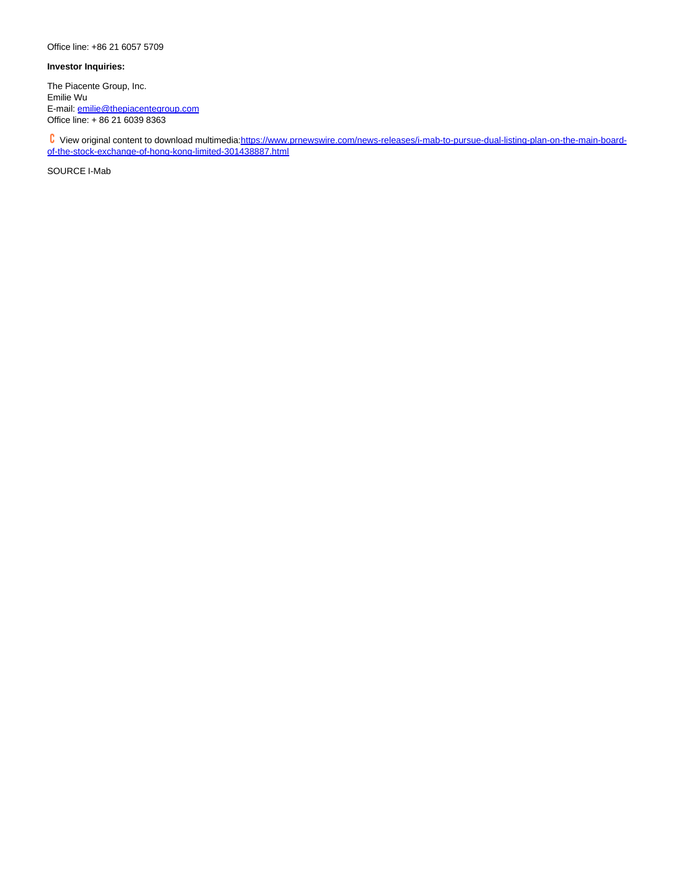Office line: +86 21 6057 5709

**Investor Inquiries:**

The Piacente Group, Inc.
Emilie Wu
E-mail: emilie@thepiacentegroup.com
Office line: + 86 21 6039 8363

View original content to download multimedia:https://www.prnewswire.com/news-releases/i-mab-to-pursue-dual-listing-plan-on-the-main-board-of-the-stock-exchange-of-hong-kong-limited-301438887.html

SOURCE I-Mab